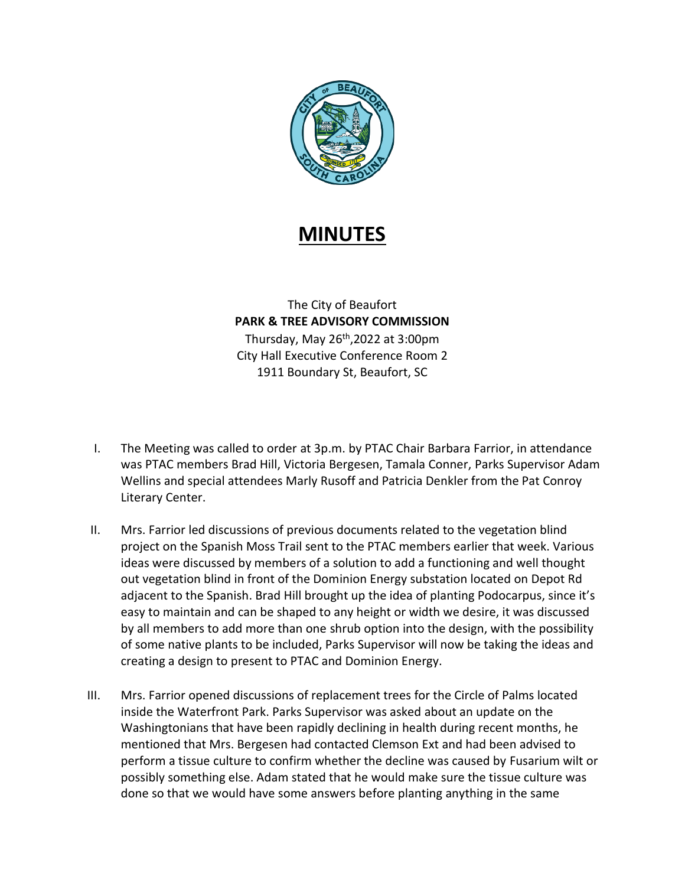# MINUTES

The City of Beaufort
**PARK & TREE ADVISORY COMMISSION**
Thursday, May 26th,2022 at 3:00pm
City Hall Executive Conference Room 2
1911 Boundary St, Beaufort, SC

I. The Meeting was called to order at 3p.m. by PTAC Chair Barbara Farrior, in attendance was PTAC members Brad Hill, Victoria Bergesen, Tamala Conner, Parks Supervisor Adam Wellins and special attendees Marly Rusoff and Patricia Denkler from the Pat Conroy Literary Center.

II. Mrs. Farrior led discussions of previous documents related to the vegetation blind project on the Spanish Moss Trail sent to the PTAC members earlier that week. Various ideas were discussed by members of a solution to add a functioning and well thought out vegetation blind in front of the Dominion Energy substation located on Depot Rd adjacent to the Spanish. Brad Hill brought up the idea of planting Podocarpus, since it's easy to maintain and can be shaped to any height or width we desire, it was discussed by all members to add more than one shrub option into the design, with the possibility of some native plants to be included, Parks Supervisor will now be taking the ideas and creating a design to present to PTAC and Dominion Energy.

III. Mrs. Farrior opened discussions of replacement trees for the Circle of Palms located inside the Waterfront Park. Parks Supervisor was asked about an update on the Washingtonians that have been rapidly declining in health during recent months, he mentioned that Mrs. Bergesen had contacted Clemson Ext and had been advised to perform a tissue culture to confirm whether the decline was caused by Fusarium wilt or possibly something else. Adam stated that he would make sure the tissue culture was done so that we would have some answers before planting anything in the same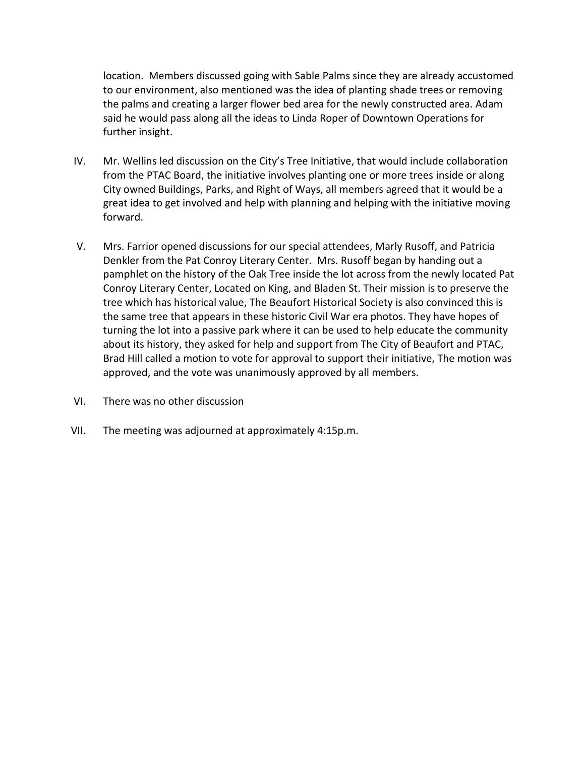location. Members discussed going with Sable Palms since they are already accustomed to our environment, also mentioned was the idea of planting shade trees or removing the palms and creating a larger flower bed area for the newly constructed area. Adam said he would pass along all the ideas to Linda Roper of Downtown Operations for further insight.

IV. Mr. Wellins led discussion on the City's Tree Initiative, that would include collaboration from the PTAC Board, the initiative involves planting one or more trees inside or along City owned Buildings, Parks, and Right of Ways, all members agreed that it would be a great idea to get involved and help with planning and helping with the initiative moving forward.

V. Mrs. Farrior opened discussions for our special attendees, Marly Rusoff, and Patricia Denkler from the Pat Conroy Literary Center. Mrs. Rusoff began by handing out a pamphlet on the history of the Oak Tree inside the lot across from the newly located Pat Conroy Literary Center, Located on King, and Bladen St. Their mission is to preserve the tree which has historical value, The Beaufort Historical Society is also convinced this is the same tree that appears in these historic Civil War era photos. They have hopes of turning the lot into a passive park where it can be used to help educate the community about its history, they asked for help and support from The City of Beaufort and PTAC, Brad Hill called a motion to vote for approval to support their initiative, The motion was approved, and the vote was unanimously approved by all members.

VI. There was no other discussion

VII. The meeting was adjourned at approximately 4:15p.m.